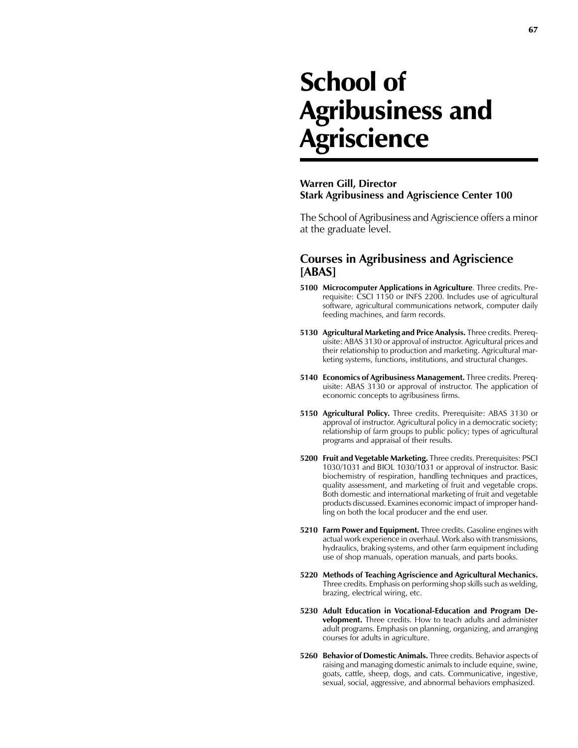# School of Agribusiness and Agriscience

**Warren Gill, Director**
**Stark Agribusiness and Agriscience Center 100**

The School of Agribusiness and Agriscience offers a minor at the graduate level.

## Courses in Agribusiness and Agriscience [ABAS]

**5100 Microcomputer Applications in Agriculture**. Three credits. Prerequisite: CSCI 1150 or INFS 2200. Includes use of agricultural software, agricultural communications network, computer daily feeding machines, and farm records.

**5130 Agricultural Marketing and Price Analysis.** Three credits. Prerequisite: ABAS 3130 or approval of instructor. Agricultural prices and their relationship to production and marketing. Agricultural marketing systems, functions, institutions, and structural changes.

**5140 Economics of Agribusiness Management.** Three credits. Prerequisite: ABAS 3130 or approval of instructor. The application of economic concepts to agribusiness firms.

**5150 Agricultural Policy.** Three credits. Prerequisite: ABAS 3130 or approval of instructor. Agricultural policy in a democratic society; relationship of farm groups to public policy; types of agricultural programs and appraisal of their results.

**5200 Fruit and Vegetable Marketing.** Three credits. Prerequisites: PSCI 1030/1031 and BIOL 1030/1031 or approval of instructor. Basic biochemistry of respiration, handling techniques and practices, quality assessment, and marketing of fruit and vegetable crops. Both domestic and international marketing of fruit and vegetable products discussed. Examines economic impact of improper handling on both the local producer and the end user.

**5210 Farm Power and Equipment.** Three credits. Gasoline engines with actual work experience in overhaul. Work also with transmissions, hydraulics, braking systems, and other farm equipment including use of shop manuals, operation manuals, and parts books.

**5220 Methods of Teaching Agriscience and Agricultural Mechanics.** Three credits. Emphasis on performing shop skills such as welding, brazing, electrical wiring, etc.

**5230 Adult Education in Vocational-Education and Program Development.** Three credits. How to teach adults and administer adult programs. Emphasis on planning, organizing, and arranging courses for adults in agriculture.

**5260 Behavior of Domestic Animals.** Three credits. Behavior aspects of raising and managing domestic animals to include equine, swine, goats, cattle, sheep, dogs, and cats. Communicative, ingestive, sexual, social, aggressive, and abnormal behaviors emphasized.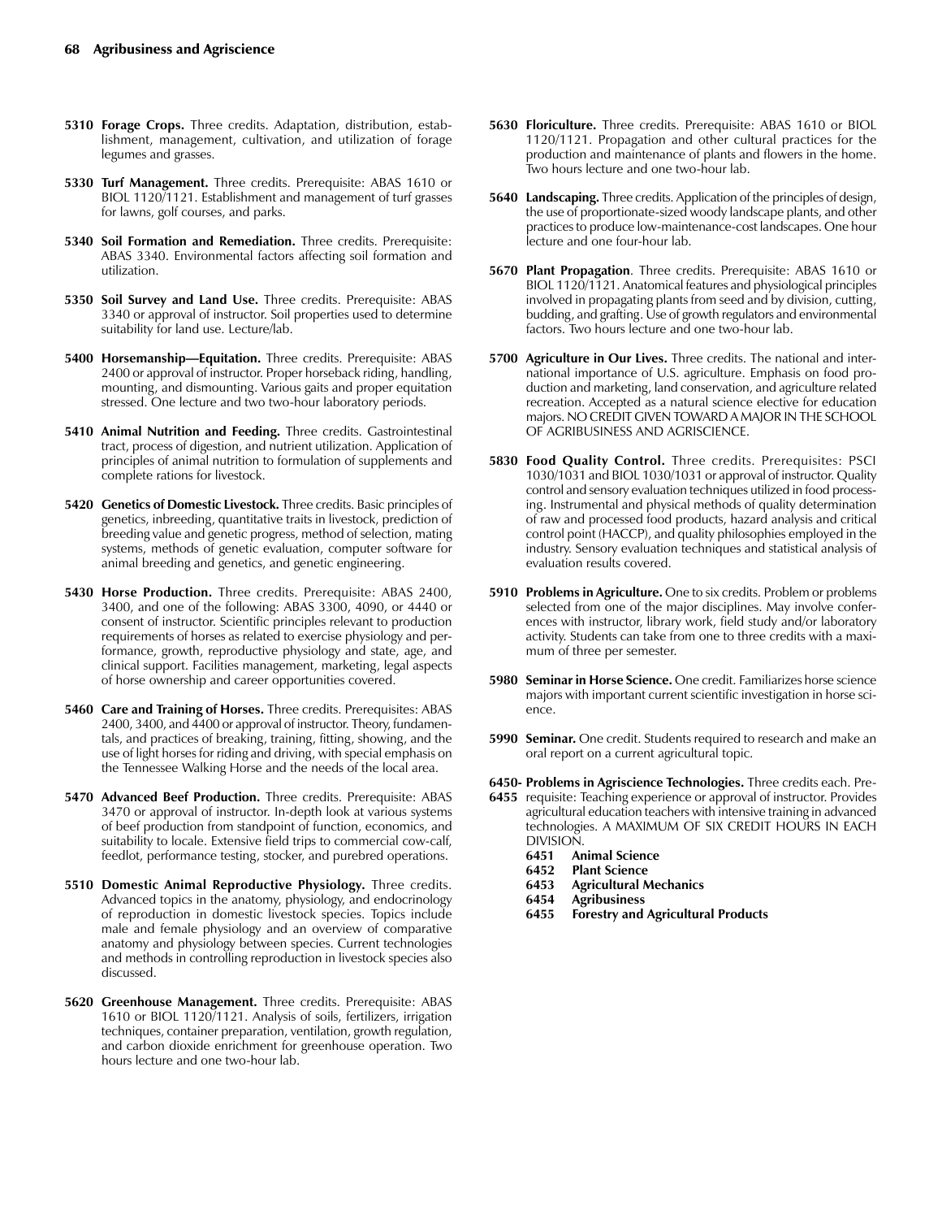**5310 Forage Crops.** Three credits. Adaptation, distribution, establishment, management, cultivation, and utilization of forage legumes and grasses.

**5330 Turf Management.** Three credits. Prerequisite: ABAS 1610 or BIOL 1120/1121. Establishment and management of turf grasses for lawns, golf courses, and parks.

**5340 Soil Formation and Remediation.** Three credits. Prerequisite: ABAS 3340. Environmental factors affecting soil formation and utilization.

**5350 Soil Survey and Land Use.** Three credits. Prerequisite: ABAS 3340 or approval of instructor. Soil properties used to determine suitability for land use. Lecture/lab.

**5400 Horsemanship—Equitation.** Three credits. Prerequisite: ABAS 2400 or approval of instructor. Proper horseback riding, handling, mounting, and dismounting. Various gaits and proper equitation stressed. One lecture and two two-hour laboratory periods.

**5410 Animal Nutrition and Feeding.** Three credits. Gastrointestinal tract, process of digestion, and nutrient utilization. Application of principles of animal nutrition to formulation of supplements and complete rations for livestock.

**5420 Genetics of Domestic Livestock.** Three credits. Basic principles of genetics, inbreeding, quantitative traits in livestock, prediction of breeding value and genetic progress, method of selection, mating systems, methods of genetic evaluation, computer software for animal breeding and genetics, and genetic engineering.

**5430 Horse Production.** Three credits. Prerequisite: ABAS 2400, 3400, and one of the following: ABAS 3300, 4090, or 4440 or consent of instructor. Scientific principles relevant to production requirements of horses as related to exercise physiology and performance, growth, reproductive physiology and state, age, and clinical support. Facilities management, marketing, legal aspects of horse ownership and career opportunities covered.

**5460 Care and Training of Horses.** Three credits. Prerequisites: ABAS 2400, 3400, and 4400 or approval of instructor. Theory, fundamentals, and practices of breaking, training, fitting, showing, and the use of light horses for riding and driving, with special emphasis on the Tennessee Walking Horse and the needs of the local area.

**5470 Advanced Beef Production.** Three credits. Prerequisite: ABAS 3470 or approval of instructor. In-depth look at various systems of beef production from standpoint of function, economics, and suitability to locale. Extensive field trips to commercial cow-calf, feedlot, performance testing, stocker, and purebred operations.

**5510 Domestic Animal Reproductive Physiology.** Three credits. Advanced topics in the anatomy, physiology, and endocrinology of reproduction in domestic livestock species. Topics include male and female physiology and an overview of comparative anatomy and physiology between species. Current technologies and methods in controlling reproduction in livestock species also discussed.

**5620 Greenhouse Management.** Three credits. Prerequisite: ABAS 1610 or BIOL 1120/1121. Analysis of soils, fertilizers, irrigation techniques, container preparation, ventilation, growth regulation, and carbon dioxide enrichment for greenhouse operation. Two hours lecture and one two-hour lab.

**5630 Floriculture.** Three credits. Prerequisite: ABAS 1610 or BIOL 1120/1121. Propagation and other cultural practices for the production and maintenance of plants and flowers in the home. Two hours lecture and one two-hour lab.

**5640 Landscaping.** Three credits. Application of the principles of design, the use of proportionate-sized woody landscape plants, and other practices to produce low-maintenance-cost landscapes. One hour lecture and one four-hour lab.

**5670 Plant Propagation**. Three credits. Prerequisite: ABAS 1610 or BIOL 1120/1121. Anatomical features and physiological principles involved in propagating plants from seed and by division, cutting, budding, and grafting. Use of growth regulators and environmental factors. Two hours lecture and one two-hour lab.

**5700 Agriculture in Our Lives.** Three credits. The national and international importance of U.S. agriculture. Emphasis on food production and marketing, land conservation, and agriculture related recreation. Accepted as a natural science elective for education majors. NO CREDIT GIVEN TOWARD A MAJOR IN THE SCHOOL OF AGRIBUSINESS AND AGRISCIENCE.

**5830 Food Quality Control.** Three credits. Prerequisites: PSCI 1030/1031 and BIOL 1030/1031 or approval of instructor. Quality control and sensory evaluation techniques utilized in food processing. Instrumental and physical methods of quality determination of raw and processed food products, hazard analysis and critical control point (HACCP), and quality philosophies employed in the industry. Sensory evaluation techniques and statistical analysis of evaluation results covered.

**5910 Problems in Agriculture.** One to six credits. Problem or problems selected from one of the major disciplines. May involve conferences with instructor, library work, field study and/or laboratory activity. Students can take from one to three credits with a maximum of three per semester.

**5980 Seminar in Horse Science.** One credit. Familiarizes horse science majors with important current scientific investigation in horse science.

**5990 Seminar.** One credit. Students required to research and make an oral report on a current agricultural topic.

**6450-6455 Problems in Agriscience Technologies.** Three credits each. Prerequisite: Teaching experience or approval of instructor. Provides agricultural education teachers with intensive training in advanced technologies. A MAXIMUM OF SIX CREDIT HOURS IN EACH DIVISION.

- **6451 Animal Science**
- **6452 Plant Science**
- **6453 Agricultural Mechanics**
- **6454 Agribusiness**
- **6455 Forestry and Agricultural Products**